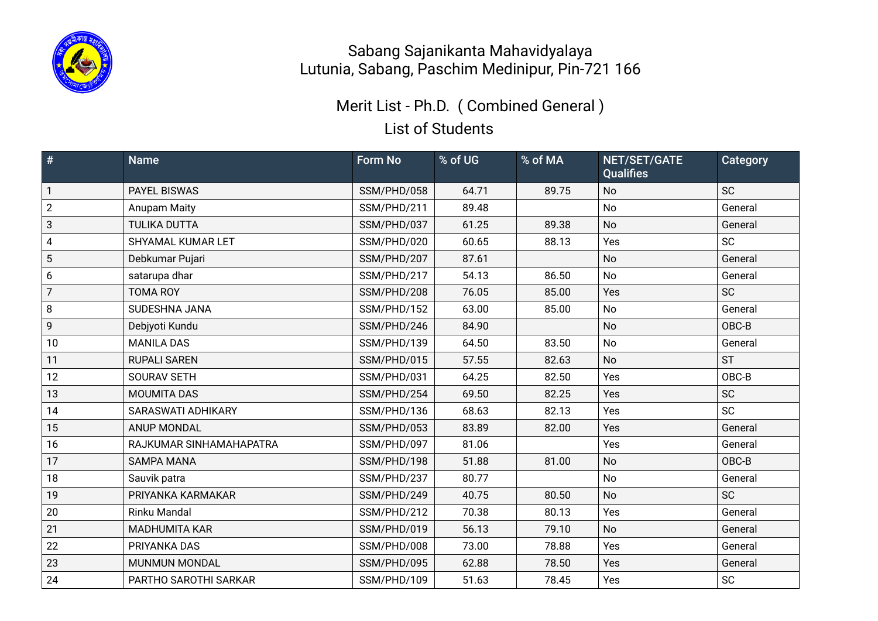# Sabang Sajanikanta Mahavidyalaya
Lutunia, Sabang, Paschim Medinipur, Pin-721 166

## Merit List - Ph.D. ( Combined General )
List of Students

| # | Name | Form No | % of UG | % of MA | NET/SET/GATE Qualifies | Category |
|---|---|---|---|---|---|---|
| 1 | PAYEL BISWAS | SSM/PHD/058 | 64.71 | 89.75 | No | SC |
| 2 | Anupam Maity | SSM/PHD/211 | 89.48 | | No | General |
| 3 | TULIKA DUTTA | SSM/PHD/037 | 61.25 | 89.38 | No | General |
| 4 | SHYAMAL KUMAR LET | SSM/PHD/020 | 60.65 | 88.13 | Yes | SC |
| 5 | Debkumar Pujari | SSM/PHD/207 | 87.61 | | No | General |
| 6 | satarupa dhar | SSM/PHD/217 | 54.13 | 86.50 | No | General |
| 7 | TOMA ROY | SSM/PHD/208 | 76.05 | 85.00 | Yes | SC |
| 8 | SUDESHNA JANA | SSM/PHD/152 | 63.00 | 85.00 | No | General |
| 9 | Debjyoti Kundu | SSM/PHD/246 | 84.90 | | No | OBC-B |
| 10 | MANILA DAS | SSM/PHD/139 | 64.50 | 83.50 | No | General |
| 11 | RUPALI SAREN | SSM/PHD/015 | 57.55 | 82.63 | No | ST |
| 12 | SOURAV SETH | SSM/PHD/031 | 64.25 | 82.50 | Yes | OBC-B |
| 13 | MOUMITA DAS | SSM/PHD/254 | 69.50 | 82.25 | Yes | SC |
| 14 | SARASWATI ADHIKARY | SSM/PHD/136 | 68.63 | 82.13 | Yes | SC |
| 15 | ANUP MONDAL | SSM/PHD/053 | 83.89 | 82.00 | Yes | General |
| 16 | RAJKUMAR SINHAMAHAPATRA | SSM/PHD/097 | 81.06 | | Yes | General |
| 17 | SAMPA MANA | SSM/PHD/198 | 51.88 | 81.00 | No | OBC-B |
| 18 | Sauvik patra | SSM/PHD/237 | 80.77 | | No | General |
| 19 | PRIYANKA KARMAKAR | SSM/PHD/249 | 40.75 | 80.50 | No | SC |
| 20 | Rinku Mandal | SSM/PHD/212 | 70.38 | 80.13 | Yes | General |
| 21 | MADHUMITA KAR | SSM/PHD/019 | 56.13 | 79.10 | No | General |
| 22 | PRIYANKA DAS | SSM/PHD/008 | 73.00 | 78.88 | Yes | General |
| 23 | MUNMUN MONDAL | SSM/PHD/095 | 62.88 | 78.50 | Yes | General |
| 24 | PARTHO SAROTHI SARKAR | SSM/PHD/109 | 51.63 | 78.45 | Yes | SC |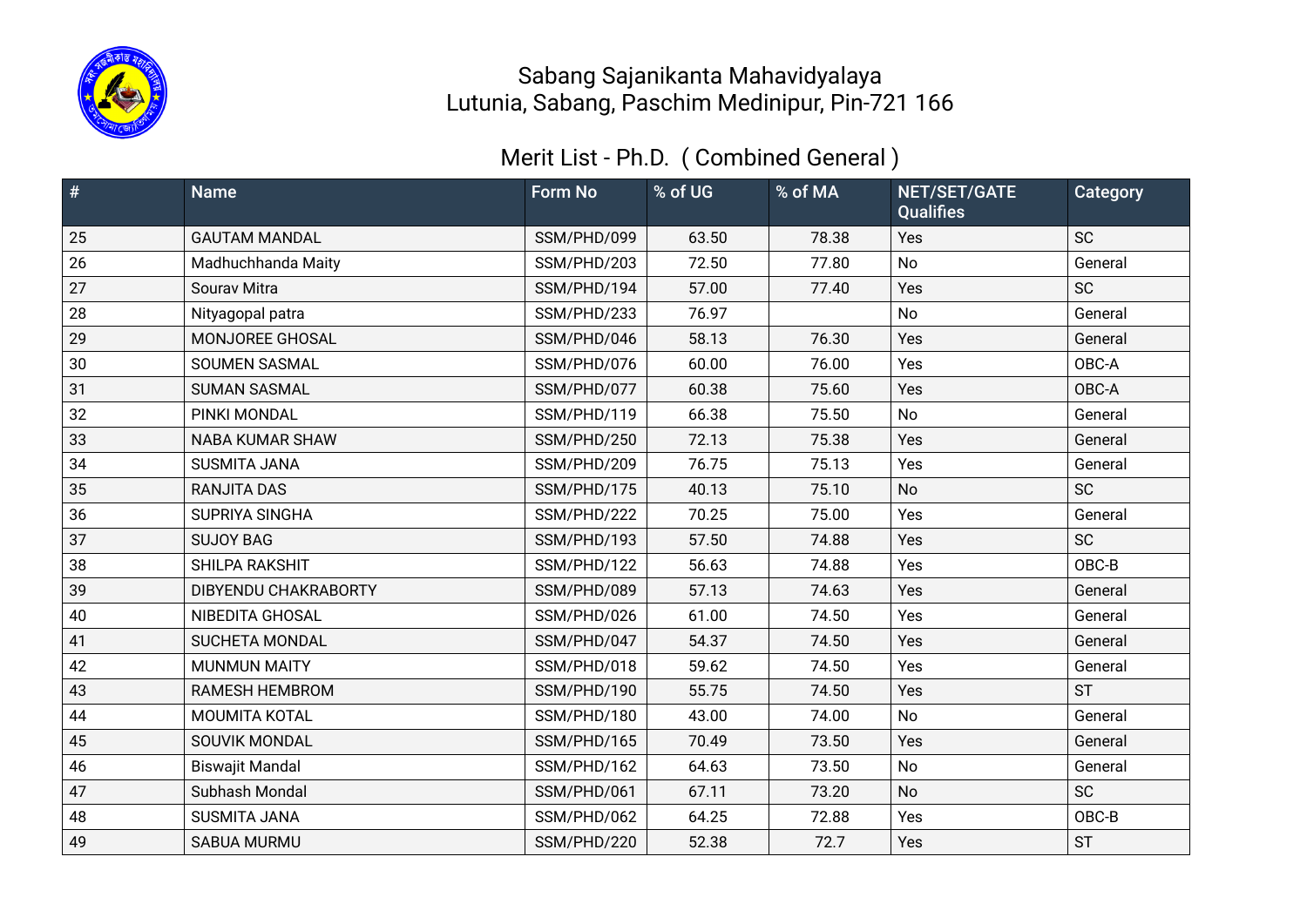# Sabang Sajanikanta Mahavidyalaya
## Lutunia, Sabang, Paschim Medinipur, Pin-721 166

### Merit List - Ph.D. ( Combined General )

| # | Name | Form No | % of UG | % of MA | NET/SET/GATE Qualifies | Category |
|---|---|---|---|---|---|---|
| 25 | GAUTAM MANDAL | SSM/PHD/099 | 63.50 | 78.38 | Yes | SC |
| 26 | Madhuchhanda Maity | SSM/PHD/203 | 72.50 | 77.80 | No | General |
| 27 | Sourav Mitra | SSM/PHD/194 | 57.00 | 77.40 | Yes | SC |
| 28 | Nityagopal patra | SSM/PHD/233 | 76.97 | | No | General |
| 29 | MONJOREE GHOSAL | SSM/PHD/046 | 58.13 | 76.30 | Yes | General |
| 30 | SOUMEN SASMAL | SSM/PHD/076 | 60.00 | 76.00 | Yes | OBC-A |
| 31 | SUMAN SASMAL | SSM/PHD/077 | 60.38 | 75.60 | Yes | OBC-A |
| 32 | PINKI MONDAL | SSM/PHD/119 | 66.38 | 75.50 | No | General |
| 33 | NABA KUMAR SHAW | SSM/PHD/250 | 72.13 | 75.38 | Yes | General |
| 34 | SUSMITA JANA | SSM/PHD/209 | 76.75 | 75.13 | Yes | General |
| 35 | RANJITA DAS | SSM/PHD/175 | 40.13 | 75.10 | No | SC |
| 36 | SUPRIYA SINGHA | SSM/PHD/222 | 70.25 | 75.00 | Yes | General |
| 37 | SUJOY BAG | SSM/PHD/193 | 57.50 | 74.88 | Yes | SC |
| 38 | SHILPA RAKSHIT | SSM/PHD/122 | 56.63 | 74.88 | Yes | OBC-B |
| 39 | DIBYENDU CHAKRABORTY | SSM/PHD/089 | 57.13 | 74.63 | Yes | General |
| 40 | NIBEDITA GHOSAL | SSM/PHD/026 | 61.00 | 74.50 | Yes | General |
| 41 | SUCHETA MONDAL | SSM/PHD/047 | 54.37 | 74.50 | Yes | General |
| 42 | MUNMUN MAITY | SSM/PHD/018 | 59.62 | 74.50 | Yes | General |
| 43 | RAMESH HEMBROM | SSM/PHD/190 | 55.75 | 74.50 | Yes | ST |
| 44 | MOUMITA KOTAL | SSM/PHD/180 | 43.00 | 74.00 | No | General |
| 45 | SOUVIK MONDAL | SSM/PHD/165 | 70.49 | 73.50 | Yes | General |
| 46 | Biswajit Mandal | SSM/PHD/162 | 64.63 | 73.50 | No | General |
| 47 | Subhash Mondal | SSM/PHD/061 | 67.11 | 73.20 | No | SC |
| 48 | SUSMITA JANA | SSM/PHD/062 | 64.25 | 72.88 | Yes | OBC-B |
| 49 | SABUA MURMU | SSM/PHD/220 | 52.38 | 72.7 | Yes | ST |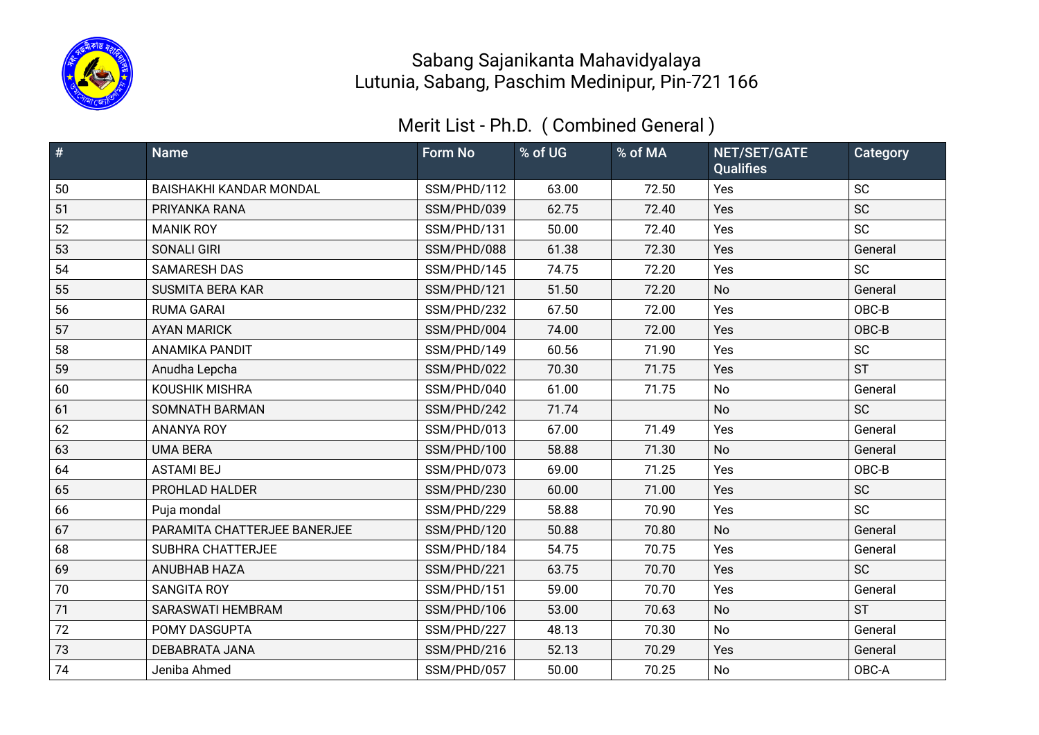# Sabang Sajanikanta Mahavidyalaya
Lutunia, Sabang, Paschim Medinipur, Pin-721 166

## Merit List - Ph.D. ( Combined General )

| # | Name | Form No | % of UG | % of MA | NET/SET/GATE Qualifies | Category |
|---|---|---|---|---|---|---|
| 50 | BAISHAKHI KANDAR MONDAL | SSM/PHD/112 | 63.00 | 72.50 | Yes | SC |
| 51 | PRIYANKA RANA | SSM/PHD/039 | 62.75 | 72.40 | Yes | SC |
| 52 | MANIK ROY | SSM/PHD/131 | 50.00 | 72.40 | Yes | SC |
| 53 | SONALI GIRI | SSM/PHD/088 | 61.38 | 72.30 | Yes | General |
| 54 | SAMARESH DAS | SSM/PHD/145 | 74.75 | 72.20 | Yes | SC |
| 55 | SUSMITA BERA KAR | SSM/PHD/121 | 51.50 | 72.20 | No | General |
| 56 | RUMA GARAI | SSM/PHD/232 | 67.50 | 72.00 | Yes | OBC-B |
| 57 | AYAN MARICK | SSM/PHD/004 | 74.00 | 72.00 | Yes | OBC-B |
| 58 | ANAMIKA PANDIT | SSM/PHD/149 | 60.56 | 71.90 | Yes | SC |
| 59 | Anudha Lepcha | SSM/PHD/022 | 70.30 | 71.75 | Yes | ST |
| 60 | KOUSHIK MISHRA | SSM/PHD/040 | 61.00 | 71.75 | No | General |
| 61 | SOMNATH BARMAN | SSM/PHD/242 | 71.74 | | No | SC |
| 62 | ANANYA ROY | SSM/PHD/013 | 67.00 | 71.49 | Yes | General |
| 63 | UMA BERA | SSM/PHD/100 | 58.88 | 71.30 | No | General |
| 64 | ASTAMI BEJ | SSM/PHD/073 | 69.00 | 71.25 | Yes | OBC-B |
| 65 | PROHLAD HALDER | SSM/PHD/230 | 60.00 | 71.00 | Yes | SC |
| 66 | Puja mondal | SSM/PHD/229 | 58.88 | 70.90 | Yes | SC |
| 67 | PARAMITA CHATTERJEE BANERJEE | SSM/PHD/120 | 50.88 | 70.80 | No | General |
| 68 | SUBHRA CHATTERJEE | SSM/PHD/184 | 54.75 | 70.75 | Yes | General |
| 69 | ANUBHAB HAZA | SSM/PHD/221 | 63.75 | 70.70 | Yes | SC |
| 70 | SANGITA ROY | SSM/PHD/151 | 59.00 | 70.70 | Yes | General |
| 71 | SARASWATI HEMBRAM | SSM/PHD/106 | 53.00 | 70.63 | No | ST |
| 72 | POMY DASGUPTA | SSM/PHD/227 | 48.13 | 70.30 | No | General |
| 73 | DEBABRATA JANA | SSM/PHD/216 | 52.13 | 70.29 | Yes | General |
| 74 | Jeniba Ahmed | SSM/PHD/057 | 50.00 | 70.25 | No | OBC-A |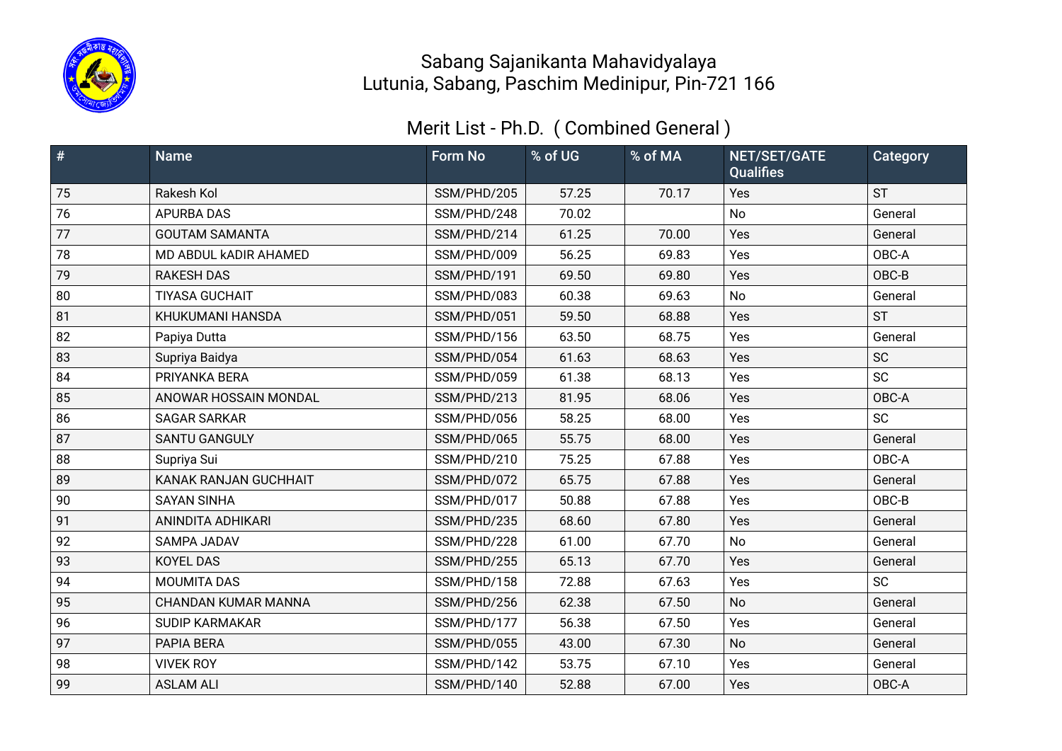# Sabang Sajanikanta Mahavidyalaya
Lutunia, Sabang, Paschim Medinipur, Pin-721 166

## Merit List - Ph.D. ( Combined General )

| # | Name | Form No | % of UG | % of MA | NET/SET/GATE Qualifies | Category |
|---|---|---|---|---|---|---|
| 75 | Rakesh Kol | SSM/PHD/205 | 57.25 | 70.17 | Yes | ST |
| 76 | APURBA DAS | SSM/PHD/248 | 70.02 | | No | General |
| 77 | GOUTAM SAMANTA | SSM/PHD/214 | 61.25 | 70.00 | Yes | General |
| 78 | MD ABDUL kADIR AHAMED | SSM/PHD/009 | 56.25 | 69.83 | Yes | OBC-A |
| 79 | RAKESH DAS | SSM/PHD/191 | 69.50 | 69.80 | Yes | OBC-B |
| 80 | TIYASA GUCHAIT | SSM/PHD/083 | 60.38 | 69.63 | No | General |
| 81 | KHUKUMANI HANSDA | SSM/PHD/051 | 59.50 | 68.88 | Yes | ST |
| 82 | Papiya Dutta | SSM/PHD/156 | 63.50 | 68.75 | Yes | General |
| 83 | Supriya Baidya | SSM/PHD/054 | 61.63 | 68.63 | Yes | SC |
| 84 | PRIYANKA BERA | SSM/PHD/059 | 61.38 | 68.13 | Yes | SC |
| 85 | ANOWAR HOSSAIN MONDAL | SSM/PHD/213 | 81.95 | 68.06 | Yes | OBC-A |
| 86 | SAGAR SARKAR | SSM/PHD/056 | 58.25 | 68.00 | Yes | SC |
| 87 | SANTU GANGULY | SSM/PHD/065 | 55.75 | 68.00 | Yes | General |
| 88 | Supriya Sui | SSM/PHD/210 | 75.25 | 67.88 | Yes | OBC-A |
| 89 | KANAK RANJAN GUCHHAIT | SSM/PHD/072 | 65.75 | 67.88 | Yes | General |
| 90 | SAYAN SINHA | SSM/PHD/017 | 50.88 | 67.88 | Yes | OBC-B |
| 91 | ANINDITA ADHIKARI | SSM/PHD/235 | 68.60 | 67.80 | Yes | General |
| 92 | SAMPA JADAV | SSM/PHD/228 | 61.00 | 67.70 | No | General |
| 93 | KOYEL DAS | SSM/PHD/255 | 65.13 | 67.70 | Yes | General |
| 94 | MOUMITA DAS | SSM/PHD/158 | 72.88 | 67.63 | Yes | SC |
| 95 | CHANDAN KUMAR MANNA | SSM/PHD/256 | 62.38 | 67.50 | No | General |
| 96 | SUDIP KARMAKAR | SSM/PHD/177 | 56.38 | 67.50 | Yes | General |
| 97 | PAPIA BERA | SSM/PHD/055 | 43.00 | 67.30 | No | General |
| 98 | VIVEK ROY | SSM/PHD/142 | 53.75 | 67.10 | Yes | General |
| 99 | ASLAM ALI | SSM/PHD/140 | 52.88 | 67.00 | Yes | OBC-A |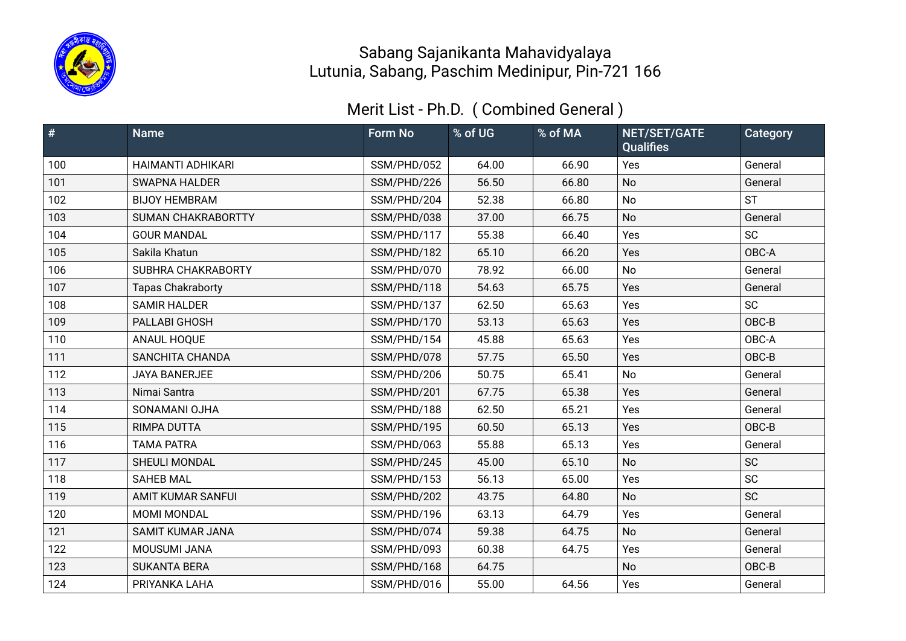# Sabang Sajanikanta Mahavidyalaya
## Lutunia, Sabang, Paschim Medinipur, Pin-721 166

## Merit List - Ph.D. ( Combined General )

| # | Name | Form No | % of UG | % of MA | NET/SET/GATE Qualifies | Category |
|---|---|---|---|---|---|---|
| 100 | HAIMANTI ADHIKARI | SSM/PHD/052 | 64.00 | 66.90 | Yes | General |
| 101 | SWAPNA HALDER | SSM/PHD/226 | 56.50 | 66.80 | No | General |
| 102 | BIJOY HEMBRAM | SSM/PHD/204 | 52.38 | 66.80 | No | ST |
| 103 | SUMAN CHAKRABORTTY | SSM/PHD/038 | 37.00 | 66.75 | No | General |
| 104 | GOUR MANDAL | SSM/PHD/117 | 55.38 | 66.40 | Yes | SC |
| 105 | Sakila Khatun | SSM/PHD/182 | 65.10 | 66.20 | Yes | OBC-A |
| 106 | SUBHRA CHAKRABORTY | SSM/PHD/070 | 78.92 | 66.00 | No | General |
| 107 | Tapas Chakraborty | SSM/PHD/118 | 54.63 | 65.75 | Yes | General |
| 108 | SAMIR HALDER | SSM/PHD/137 | 62.50 | 65.63 | Yes | SC |
| 109 | PALLABI GHOSH | SSM/PHD/170 | 53.13 | 65.63 | Yes | OBC-B |
| 110 | ANAUL HOQUE | SSM/PHD/154 | 45.88 | 65.63 | Yes | OBC-A |
| 111 | SANCHITA CHANDA | SSM/PHD/078 | 57.75 | 65.50 | Yes | OBC-B |
| 112 | JAYA BANERJEE | SSM/PHD/206 | 50.75 | 65.41 | No | General |
| 113 | Nimai Santra | SSM/PHD/201 | 67.75 | 65.38 | Yes | General |
| 114 | SONAMANI OJHA | SSM/PHD/188 | 62.50 | 65.21 | Yes | General |
| 115 | RIMPA DUTTA | SSM/PHD/195 | 60.50 | 65.13 | Yes | OBC-B |
| 116 | TAMA PATRA | SSM/PHD/063 | 55.88 | 65.13 | Yes | General |
| 117 | SHEULI MONDAL | SSM/PHD/245 | 45.00 | 65.10 | No | SC |
| 118 | SAHEB MAL | SSM/PHD/153 | 56.13 | 65.00 | Yes | SC |
| 119 | AMIT KUMAR SANFUI | SSM/PHD/202 | 43.75 | 64.80 | No | SC |
| 120 | MOMI MONDAL | SSM/PHD/196 | 63.13 | 64.79 | Yes | General |
| 121 | SAMIT KUMAR JANA | SSM/PHD/074 | 59.38 | 64.75 | No | General |
| 122 | MOUSUMI JANA | SSM/PHD/093 | 60.38 | 64.75 | Yes | General |
| 123 | SUKANTA BERA | SSM/PHD/168 | 64.75 | | No | OBC-B |
| 124 | PRIYANKA LAHA | SSM/PHD/016 | 55.00 | 64.56 | Yes | General |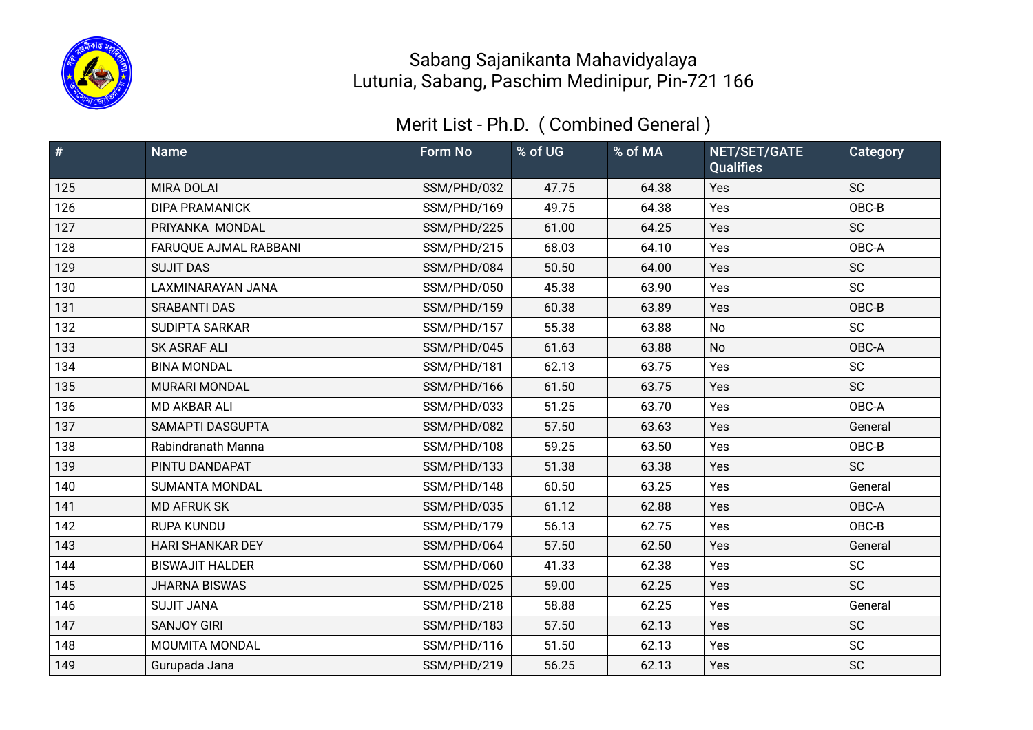Sabang Sajanikanta Mahavidyalaya
Lutunia, Sabang, Paschim Medinipur, Pin-721 166

## Merit List - Ph.D. ( Combined General )

| # | Name | Form No | % of UG | % of MA | NET/SET/GATE Qualifies | Category |
|---|---|---|---|---|---|---|
| 125 | MIRA DOLAI | SSM/PHD/032 | 47.75 | 64.38 | Yes | SC |
| 126 | DIPA PRAMANICK | SSM/PHD/169 | 49.75 | 64.38 | Yes | OBC-B |
| 127 | PRIYANKA MONDAL | SSM/PHD/225 | 61.00 | 64.25 | Yes | SC |
| 128 | FARUQUE AJMAL RABBANI | SSM/PHD/215 | 68.03 | 64.10 | Yes | OBC-A |
| 129 | SUJIT DAS | SSM/PHD/084 | 50.50 | 64.00 | Yes | SC |
| 130 | LAXMINARAYAN JANA | SSM/PHD/050 | 45.38 | 63.90 | Yes | SC |
| 131 | SRABANTI DAS | SSM/PHD/159 | 60.38 | 63.89 | Yes | OBC-B |
| 132 | SUDIPTA SARKAR | SSM/PHD/157 | 55.38 | 63.88 | No | SC |
| 133 | SK ASRAF ALI | SSM/PHD/045 | 61.63 | 63.88 | No | OBC-A |
| 134 | BINA MONDAL | SSM/PHD/181 | 62.13 | 63.75 | Yes | SC |
| 135 | MURARI MONDAL | SSM/PHD/166 | 61.50 | 63.75 | Yes | SC |
| 136 | MD AKBAR ALI | SSM/PHD/033 | 51.25 | 63.70 | Yes | OBC-A |
| 137 | SAMAPTI DASGUPTA | SSM/PHD/082 | 57.50 | 63.63 | Yes | General |
| 138 | Rabindranath Manna | SSM/PHD/108 | 59.25 | 63.50 | Yes | OBC-B |
| 139 | PINTU DANDAPAT | SSM/PHD/133 | 51.38 | 63.38 | Yes | SC |
| 140 | SUMANTA MONDAL | SSM/PHD/148 | 60.50 | 63.25 | Yes | General |
| 141 | MD AFRUK SK | SSM/PHD/035 | 61.12 | 62.88 | Yes | OBC-A |
| 142 | RUPA KUNDU | SSM/PHD/179 | 56.13 | 62.75 | Yes | OBC-B |
| 143 | HARI SHANKAR DEY | SSM/PHD/064 | 57.50 | 62.50 | Yes | General |
| 144 | BISWAJIT HALDER | SSM/PHD/060 | 41.33 | 62.38 | Yes | SC |
| 145 | JHARNA BISWAS | SSM/PHD/025 | 59.00 | 62.25 | Yes | SC |
| 146 | SUJIT JANA | SSM/PHD/218 | 58.88 | 62.25 | Yes | General |
| 147 | SANJOY GIRI | SSM/PHD/183 | 57.50 | 62.13 | Yes | SC |
| 148 | MOUMITA MONDAL | SSM/PHD/116 | 51.50 | 62.13 | Yes | SC |
| 149 | Gurupada Jana | SSM/PHD/219 | 56.25 | 62.13 | Yes | SC |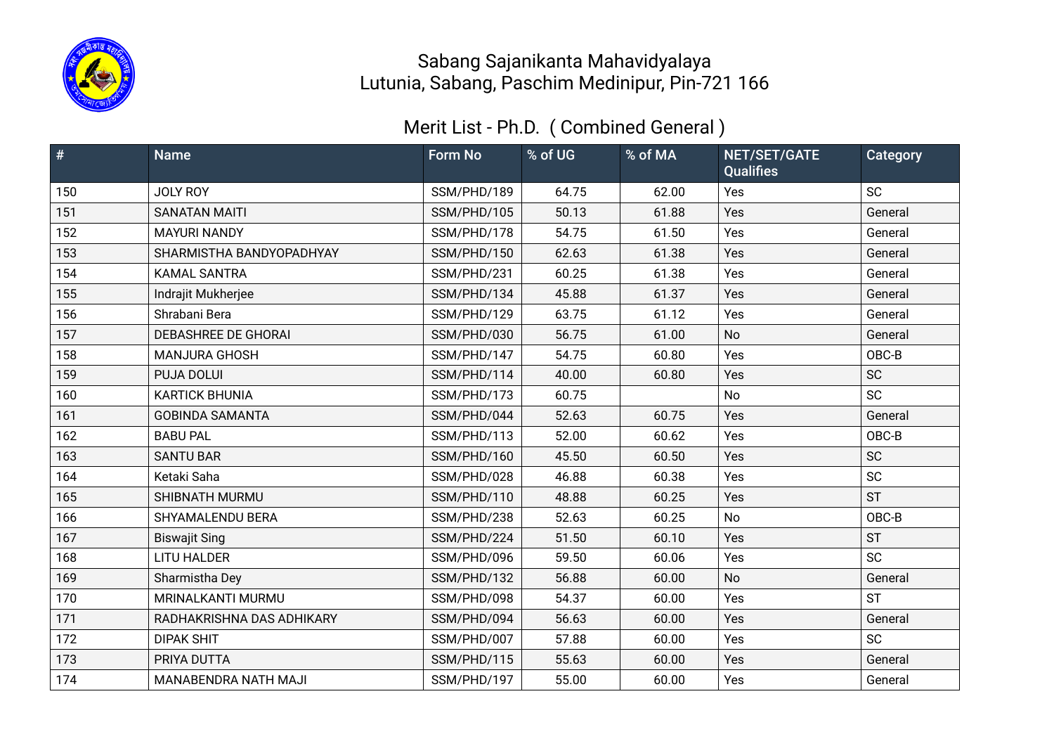# Sabang Sajanikanta Mahavidyalaya
Lutunia, Sabang, Paschim Medinipur, Pin-721 166

## Merit List - Ph.D. ( Combined General )

| # | Name | Form No | % of UG | % of MA | NET/SET/GATE Qualifies | Category |
|---|---|---|---|---|---|---|
| 150 | JOLY ROY | SSM/PHD/189 | 64.75 | 62.00 | Yes | SC |
| 151 | SANATAN MAITI | SSM/PHD/105 | 50.13 | 61.88 | Yes | General |
| 152 | MAYURI NANDY | SSM/PHD/178 | 54.75 | 61.50 | Yes | General |
| 153 | SHARMISTHA BANDYOPADHYAY | SSM/PHD/150 | 62.63 | 61.38 | Yes | General |
| 154 | KAMAL SANTRA | SSM/PHD/231 | 60.25 | 61.38 | Yes | General |
| 155 | Indrajit Mukherjee | SSM/PHD/134 | 45.88 | 61.37 | Yes | General |
| 156 | Shrabani Bera | SSM/PHD/129 | 63.75 | 61.12 | Yes | General |
| 157 | DEBASHREE DE GHORAI | SSM/PHD/030 | 56.75 | 61.00 | No | General |
| 158 | MANJURA GHOSH | SSM/PHD/147 | 54.75 | 60.80 | Yes | OBC-B |
| 159 | PUJA DOLUI | SSM/PHD/114 | 40.00 | 60.80 | Yes | SC |
| 160 | KARTICK BHUNIA | SSM/PHD/173 | 60.75 | | No | SC |
| 161 | GOBINDA SAMANTA | SSM/PHD/044 | 52.63 | 60.75 | Yes | General |
| 162 | BABU PAL | SSM/PHD/113 | 52.00 | 60.62 | Yes | OBC-B |
| 163 | SANTU BAR | SSM/PHD/160 | 45.50 | 60.50 | Yes | SC |
| 164 | Ketaki Saha | SSM/PHD/028 | 46.88 | 60.38 | Yes | SC |
| 165 | SHIBNATH MURMU | SSM/PHD/110 | 48.88 | 60.25 | Yes | ST |
| 166 | SHYAMALENDU BERA | SSM/PHD/238 | 52.63 | 60.25 | No | OBC-B |
| 167 | Biswajit Sing | SSM/PHD/224 | 51.50 | 60.10 | Yes | ST |
| 168 | LITU HALDER | SSM/PHD/096 | 59.50 | 60.06 | Yes | SC |
| 169 | Sharmistha Dey | SSM/PHD/132 | 56.88 | 60.00 | No | General |
| 170 | MRINALKANTI MURMU | SSM/PHD/098 | 54.37 | 60.00 | Yes | ST |
| 171 | RADHAKRISHNA DAS ADHIKARY | SSM/PHD/094 | 56.63 | 60.00 | Yes | General |
| 172 | DIPAK SHIT | SSM/PHD/007 | 57.88 | 60.00 | Yes | SC |
| 173 | PRIYA DUTTA | SSM/PHD/115 | 55.63 | 60.00 | Yes | General |
| 174 | MANABENDRA NATH MAJI | SSM/PHD/197 | 55.00 | 60.00 | Yes | General |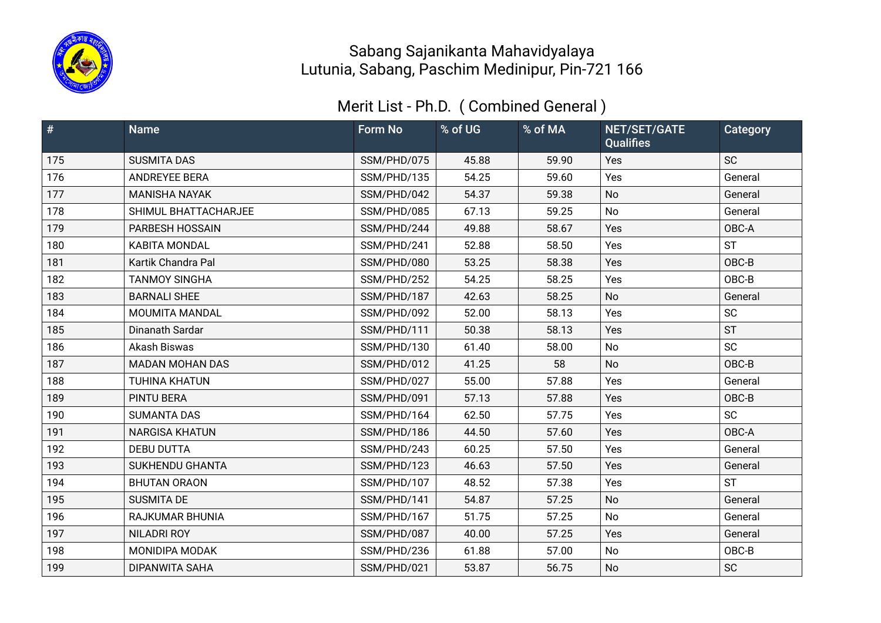# Sabang Sajanikanta Mahavidyalaya
Lutunia, Sabang, Paschim Medinipur, Pin-721 166

## Merit List - Ph.D. ( Combined General )

| # | Name | Form No | % of UG | % of MA | NET/SET/GATE Qualifies | Category |
|---|---|---|---|---|---|---|
| 175 | SUSMITA DAS | SSM/PHD/075 | 45.88 | 59.90 | Yes | SC |
| 176 | ANDREYEE BERA | SSM/PHD/135 | 54.25 | 59.60 | Yes | General |
| 177 | MANISHA NAYAK | SSM/PHD/042 | 54.37 | 59.38 | No | General |
| 178 | SHIMUL BHATTACHARJEE | SSM/PHD/085 | 67.13 | 59.25 | No | General |
| 179 | PARBESH HOSSAIN | SSM/PHD/244 | 49.88 | 58.67 | Yes | OBC-A |
| 180 | KABITA MONDAL | SSM/PHD/241 | 52.88 | 58.50 | Yes | ST |
| 181 | Kartik Chandra Pal | SSM/PHD/080 | 53.25 | 58.38 | Yes | OBC-B |
| 182 | TANMOY SINGHA | SSM/PHD/252 | 54.25 | 58.25 | Yes | OBC-B |
| 183 | BARNALI SHEE | SSM/PHD/187 | 42.63 | 58.25 | No | General |
| 184 | MOUMITA MANDAL | SSM/PHD/092 | 52.00 | 58.13 | Yes | SC |
| 185 | Dinanath Sardar | SSM/PHD/111 | 50.38 | 58.13 | Yes | ST |
| 186 | Akash Biswas | SSM/PHD/130 | 61.40 | 58.00 | No | SC |
| 187 | MADAN MOHAN DAS | SSM/PHD/012 | 41.25 | 58 | No | OBC-B |
| 188 | TUHINA KHATUN | SSM/PHD/027 | 55.00 | 57.88 | Yes | General |
| 189 | PINTU BERA | SSM/PHD/091 | 57.13 | 57.88 | Yes | OBC-B |
| 190 | SUMANTA DAS | SSM/PHD/164 | 62.50 | 57.75 | Yes | SC |
| 191 | NARGISA KHATUN | SSM/PHD/186 | 44.50 | 57.60 | Yes | OBC-A |
| 192 | DEBU DUTTA | SSM/PHD/243 | 60.25 | 57.50 | Yes | General |
| 193 | SUKHENDU GHANTA | SSM/PHD/123 | 46.63 | 57.50 | Yes | General |
| 194 | BHUTAN ORAON | SSM/PHD/107 | 48.52 | 57.38 | Yes | ST |
| 195 | SUSMITA DE | SSM/PHD/141 | 54.87 | 57.25 | No | General |
| 196 | RAJKUMAR BHUNIA | SSM/PHD/167 | 51.75 | 57.25 | No | General |
| 197 | NILADRI ROY | SSM/PHD/087 | 40.00 | 57.25 | Yes | General |
| 198 | MONIDIPA MODAK | SSM/PHD/236 | 61.88 | 57.00 | No | OBC-B |
| 199 | DIPANWITA SAHA | SSM/PHD/021 | 53.87 | 56.75 | No | SC |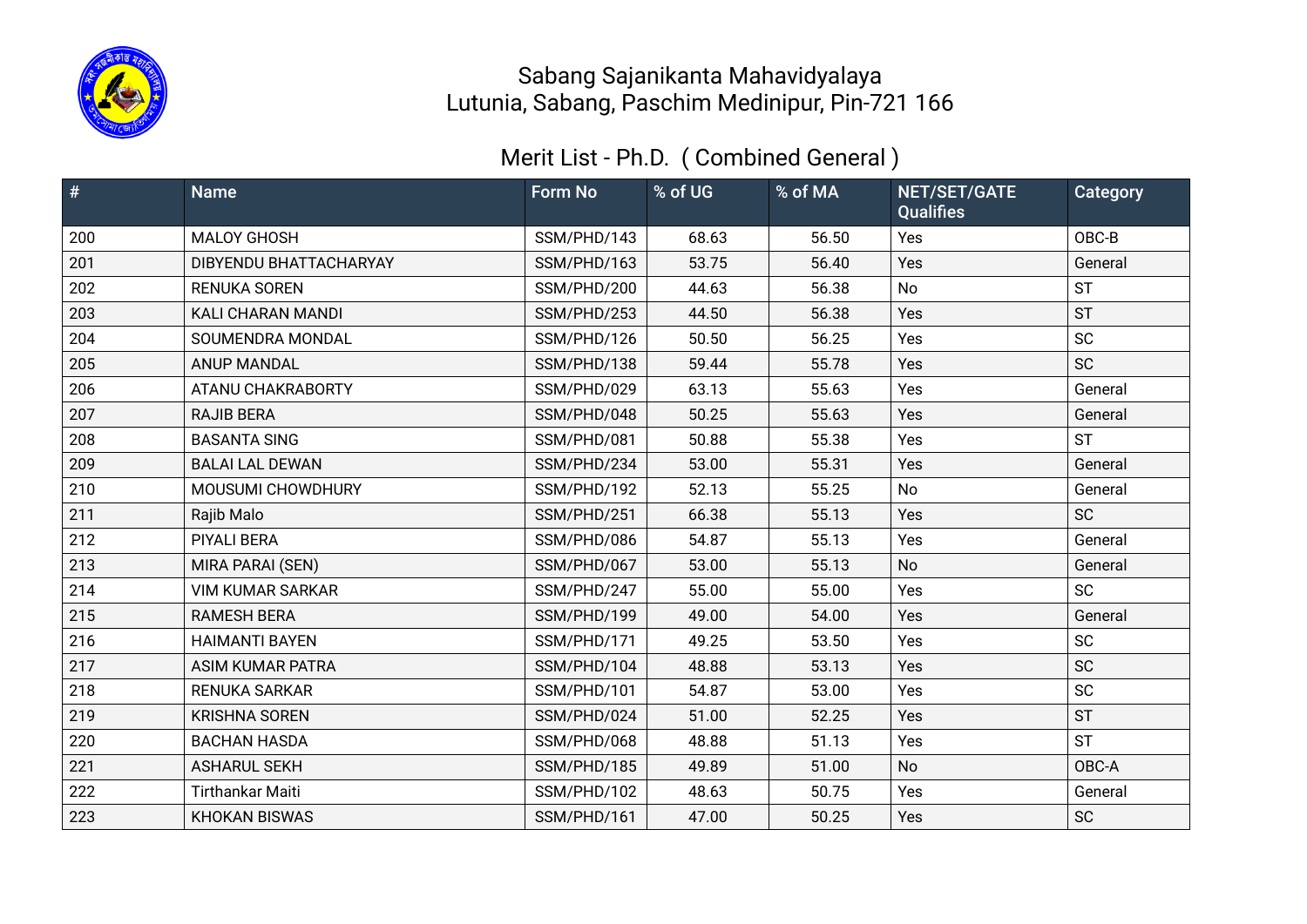# Sabang Sajanikanta Mahavidyalaya
Lutunia, Sabang, Paschim Medinipur, Pin-721 166

## Merit List - Ph.D. ( Combined General )

| # | Name | Form No | % of UG | % of MA | NET/SET/GATE Qualifies | Category |
|---|---|---|---|---|---|---|
| 200 | MALOY GHOSH | SSM/PHD/143 | 68.63 | 56.50 | Yes | OBC-B |
| 201 | DIBYENDU BHATTACHARYAY | SSM/PHD/163 | 53.75 | 56.40 | Yes | General |
| 202 | RENUKA SOREN | SSM/PHD/200 | 44.63 | 56.38 | No | ST |
| 203 | KALI CHARAN MANDI | SSM/PHD/253 | 44.50 | 56.38 | Yes | ST |
| 204 | SOUMENDRA MONDAL | SSM/PHD/126 | 50.50 | 56.25 | Yes | SC |
| 205 | ANUP MANDAL | SSM/PHD/138 | 59.44 | 55.78 | Yes | SC |
| 206 | ATANU CHAKRABORTY | SSM/PHD/029 | 63.13 | 55.63 | Yes | General |
| 207 | RAJIB BERA | SSM/PHD/048 | 50.25 | 55.63 | Yes | General |
| 208 | BASANTA SING | SSM/PHD/081 | 50.88 | 55.38 | Yes | ST |
| 209 | BALAI LAL DEWAN | SSM/PHD/234 | 53.00 | 55.31 | Yes | General |
| 210 | MOUSUMI CHOWDHURY | SSM/PHD/192 | 52.13 | 55.25 | No | General |
| 211 | Rajib Malo | SSM/PHD/251 | 66.38 | 55.13 | Yes | SC |
| 212 | PIYALI BERA | SSM/PHD/086 | 54.87 | 55.13 | Yes | General |
| 213 | MIRA PARAI (SEN) | SSM/PHD/067 | 53.00 | 55.13 | No | General |
| 214 | VIM KUMAR SARKAR | SSM/PHD/247 | 55.00 | 55.00 | Yes | SC |
| 215 | RAMESH BERA | SSM/PHD/199 | 49.00 | 54.00 | Yes | General |
| 216 | HAIMANTI BAYEN | SSM/PHD/171 | 49.25 | 53.50 | Yes | SC |
| 217 | ASIM KUMAR PATRA | SSM/PHD/104 | 48.88 | 53.13 | Yes | SC |
| 218 | RENUKA SARKAR | SSM/PHD/101 | 54.87 | 53.00 | Yes | SC |
| 219 | KRISHNA SOREN | SSM/PHD/024 | 51.00 | 52.25 | Yes | ST |
| 220 | BACHAN HASDA | SSM/PHD/068 | 48.88 | 51.13 | Yes | ST |
| 221 | ASHARUL SEKH | SSM/PHD/185 | 49.89 | 51.00 | No | OBC-A |
| 222 | Tirthankar Maiti | SSM/PHD/102 | 48.63 | 50.75 | Yes | General |
| 223 | KHOKAN BISWAS | SSM/PHD/161 | 47.00 | 50.25 | Yes | SC |